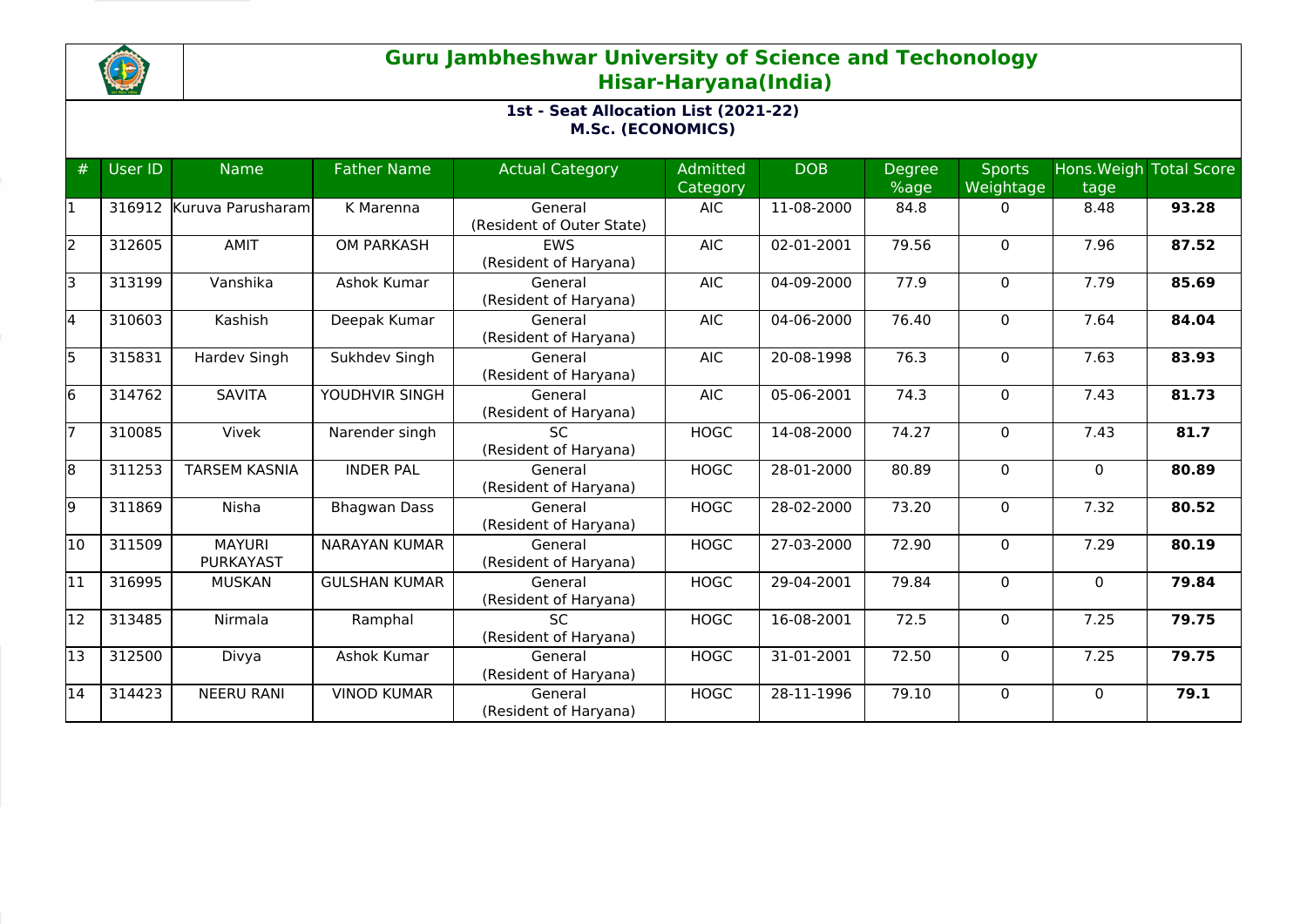# Guru Jambheshwar University of Science and Techonology
## Hisar-Haryana(India)

### 1st - Seat Allocation List (2021-22)
### M.Sc. (ECONOMICS)

| # | User ID | Name | Father Name | Actual Category | Admitted Category | DOB | Degree %age | Sports Weightage | Hons.Weightage | Total Score |
|---|---|---|---|---|---|---|---|---|---|---|
| 1 | 316912 | Kuruva Parusharam | K Marenna | General (Resident of Outer State) | AIC | 11-08-2000 | 84.8 | 0 | 8.48 | **93.28** |
| 2 | 312605 | AMIT | OM PARKASH | EWS (Resident of Haryana) | AIC | 02-01-2001 | 79.56 | 0 | 7.96 | **87.52** |
| 3 | 313199 | Vanshika | Ashok Kumar | General (Resident of Haryana) | AIC | 04-09-2000 | 77.9 | 0 | 7.79 | **85.69** |
| 4 | 310603 | Kashish | Deepak Kumar | General (Resident of Haryana) | AIC | 04-06-2000 | 76.40 | 0 | 7.64 | **84.04** |
| 5 | 315831 | Hardev Singh | Sukhdev Singh | General (Resident of Haryana) | AIC | 20-08-1998 | 76.3 | 0 | 7.63 | **83.93** |
| 6 | 314762 | SAVITA | YOUDHVIR SINGH | General (Resident of Haryana) | AIC | 05-06-2001 | 74.3 | 0 | 7.43 | **81.73** |
| 7 | 310085 | Vivek | Narender singh | SC (Resident of Haryana) | HOGC | 14-08-2000 | 74.27 | 0 | 7.43 | **81.7** |
| 8 | 311253 | TARSEM KASNIA | INDER PAL | General (Resident of Haryana) | HOGC | 28-01-2000 | 80.89 | 0 | 0 | **80.89** |
| 9 | 311869 | Nisha | Bhagwan Dass | General (Resident of Haryana) | HOGC | 28-02-2000 | 73.20 | 0 | 7.32 | **80.52** |
| 10 | 311509 | MAYURI PURKAYAST | NARAYAN KUMAR | General (Resident of Haryana) | HOGC | 27-03-2000 | 72.90 | 0 | 7.29 | **80.19** |
| 11 | 316995 | MUSKAN | GULSHAN KUMAR | General (Resident of Haryana) | HOGC | 29-04-2001 | 79.84 | 0 | 0 | **79.84** |
| 12 | 313485 | Nirmala | Ramphal | SC (Resident of Haryana) | HOGC | 16-08-2001 | 72.5 | 0 | 7.25 | **79.75** |
| 13 | 312500 | Divya | Ashok Kumar | General (Resident of Haryana) | HOGC | 31-01-2001 | 72.50 | 0 | 7.25 | **79.75** |
| 14 | 314423 | NEERU RANI | VINOD KUMAR | General (Resident of Haryana) | HOGC | 28-11-1996 | 79.10 | 0 | 0 | **79.1** |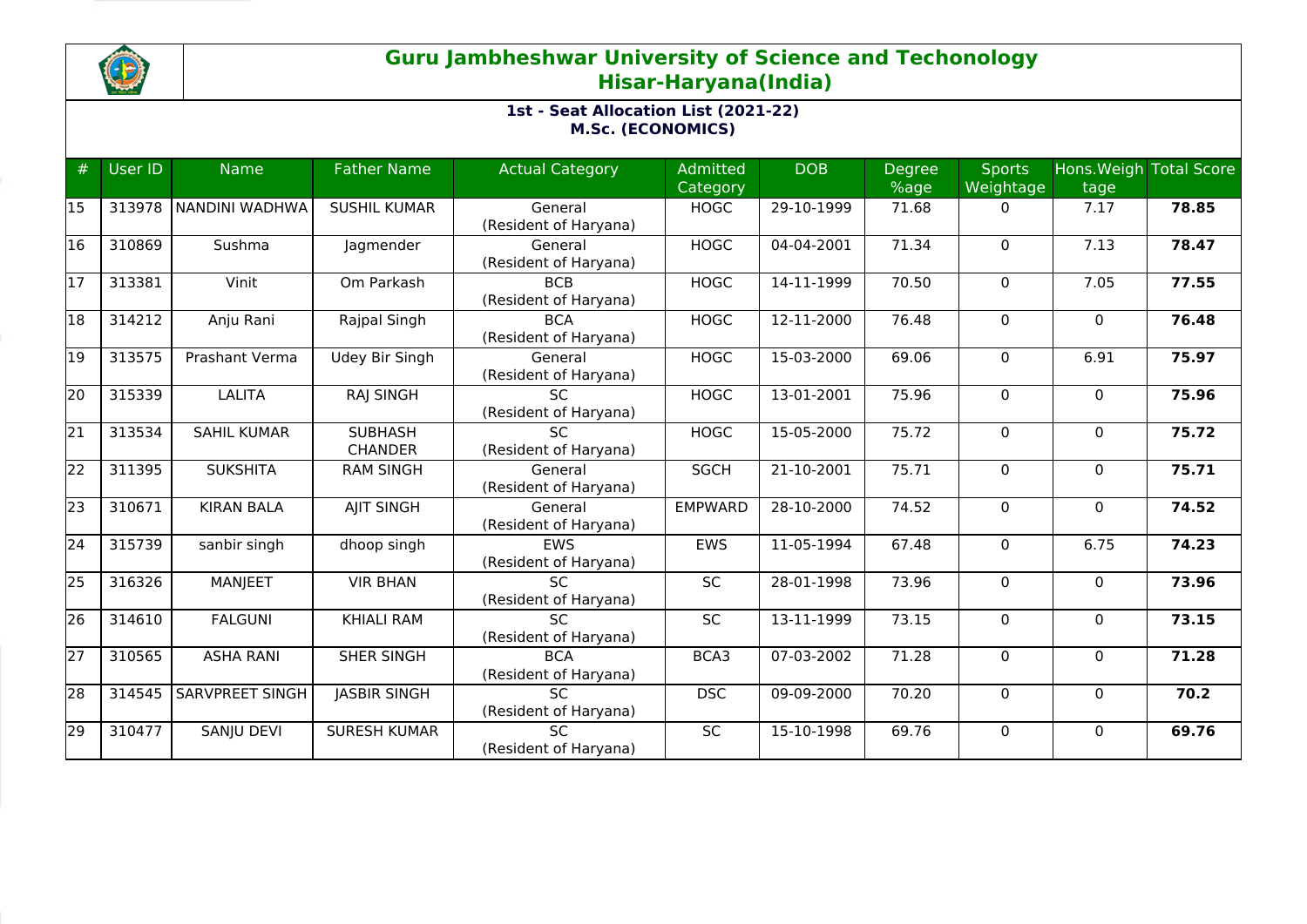# Guru Jambheshwar University of Science and Techonology
## Hisar-Haryana(India)

### 1st - Seat Allocation List (2021-22)
### M.Sc. (ECONOMICS)

| # | User ID | Name | Father Name | Actual Category | Admitted Category | DOB | Degree %age | Sports Weightage | Hons.Weightage | Total Score |
|---|---|---|---|---|---|---|---|---|---|---|
| 15 | 313978 | NANDINI WADHWA | SUSHIL KUMAR | General (Resident of Haryana) | HOGC | 29-10-1999 | 71.68 | 0 | 7.17 | **78.85** |
| 16 | 310869 | Sushma | Jagmender | General (Resident of Haryana) | HOGC | 04-04-2001 | 71.34 | 0 | 7.13 | **78.47** |
| 17 | 313381 | Vinit | Om Parkash | BCB (Resident of Haryana) | HOGC | 14-11-1999 | 70.50 | 0 | 7.05 | **77.55** |
| 18 | 314212 | Anju Rani | Rajpal Singh | BCA (Resident of Haryana) | HOGC | 12-11-2000 | 76.48 | 0 | 0 | **76.48** |
| 19 | 313575 | Prashant Verma | Udey Bir Singh | General (Resident of Haryana) | HOGC | 15-03-2000 | 69.06 | 0 | 6.91 | **75.97** |
| 20 | 315339 | LALITA | RAJ SINGH | SC (Resident of Haryana) | HOGC | 13-01-2001 | 75.96 | 0 | 0 | **75.96** |
| 21 | 313534 | SAHIL KUMAR | SUBHASH CHANDER | SC (Resident of Haryana) | HOGC | 15-05-2000 | 75.72 | 0 | 0 | **75.72** |
| 22 | 311395 | SUKSHITA | RAM SINGH | General (Resident of Haryana) | SGCH | 21-10-2001 | 75.71 | 0 | 0 | **75.71** |
| 23 | 310671 | KIRAN BALA | AJIT SINGH | General (Resident of Haryana) | EMPWARD | 28-10-2000 | 74.52 | 0 | 0 | **74.52** |
| 24 | 315739 | sanbir singh | dhoop singh | EWS (Resident of Haryana) | EWS | 11-05-1994 | 67.48 | 0 | 6.75 | **74.23** |
| 25 | 316326 | MANJEET | VIR BHAN | SC (Resident of Haryana) | SC | 28-01-1998 | 73.96 | 0 | 0 | **73.96** |
| 26 | 314610 | FALGUNI | KHIALI RAM | SC (Resident of Haryana) | SC | 13-11-1999 | 73.15 | 0 | 0 | **73.15** |
| 27 | 310565 | ASHA RANI | SHER SINGH | BCA (Resident of Haryana) | BCA3 | 07-03-2002 | 71.28 | 0 | 0 | **71.28** |
| 28 | 314545 | SARVPREET SINGH | JASBIR SINGH | SC (Resident of Haryana) | DSC | 09-09-2000 | 70.20 | 0 | 0 | **70.2** |
| 29 | 310477 | SANJU DEVI | SURESH KUMAR | SC (Resident of Haryana) | SC | 15-10-1998 | 69.76 | 0 | 0 | **69.76** |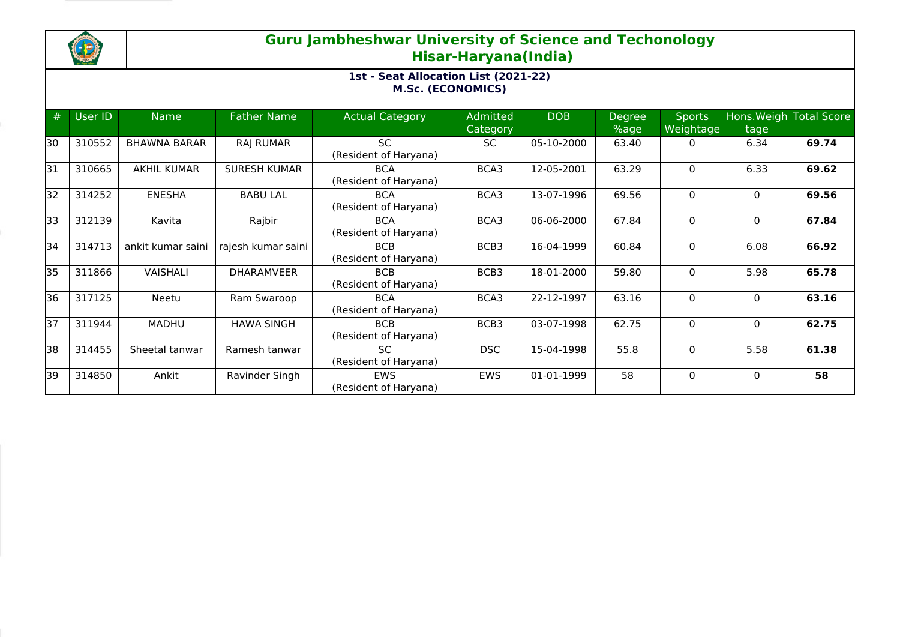# Guru Jambheshwar University of Science and Techonology
## Hisar-Haryana(India)

### 1st - Seat Allocation List (2021-22)
### M.Sc. (ECONOMICS)

| # | User ID | Name | Father Name | Actual Category | Admitted Category | DOB | Degree %age | Sports Weightage | Hons.Weightage | Total Score |
|---|---|---|---|---|---|---|---|---|---|---|
| 30 | 310552 | BHAWNA BARAR | RAJ RUMAR | SC (Resident of Haryana) | SC | 05-10-2000 | 63.40 | 0 | 6.34 | **69.74** |
| 31 | 310665 | AKHIL KUMAR | SURESH KUMAR | BCA (Resident of Haryana) | BCA3 | 12-05-2001 | 63.29 | 0 | 6.33 | **69.62** |
| 32 | 314252 | ENESHA | BABU LAL | BCA (Resident of Haryana) | BCA3 | 13-07-1996 | 69.56 | 0 | 0 | **69.56** |
| 33 | 312139 | Kavita | Rajbir | BCA (Resident of Haryana) | BCA3 | 06-06-2000 | 67.84 | 0 | 0 | **67.84** |
| 34 | 314713 | ankit kumar saini | rajesh kumar saini | BCB (Resident of Haryana) | BCB3 | 16-04-1999 | 60.84 | 0 | 6.08 | **66.92** |
| 35 | 311866 | VAISHALI | DHARAMVEER | BCB (Resident of Haryana) | BCB3 | 18-01-2000 | 59.80 | 0 | 5.98 | **65.78** |
| 36 | 317125 | Neetu | Ram Swaroop | BCA (Resident of Haryana) | BCA3 | 22-12-1997 | 63.16 | 0 | 0 | **63.16** |
| 37 | 311944 | MADHU | HAWA SINGH | BCB (Resident of Haryana) | BCB3 | 03-07-1998 | 62.75 | 0 | 0 | **62.75** |
| 38 | 314455 | Sheetal tanwar | Ramesh tanwar | SC (Resident of Haryana) | DSC | 15-04-1998 | 55.8 | 0 | 5.58 | **61.38** |
| 39 | 314850 | Ankit | Ravinder Singh | EWS (Resident of Haryana) | EWS | 01-01-1999 | 58 | 0 | 0 | **58** |